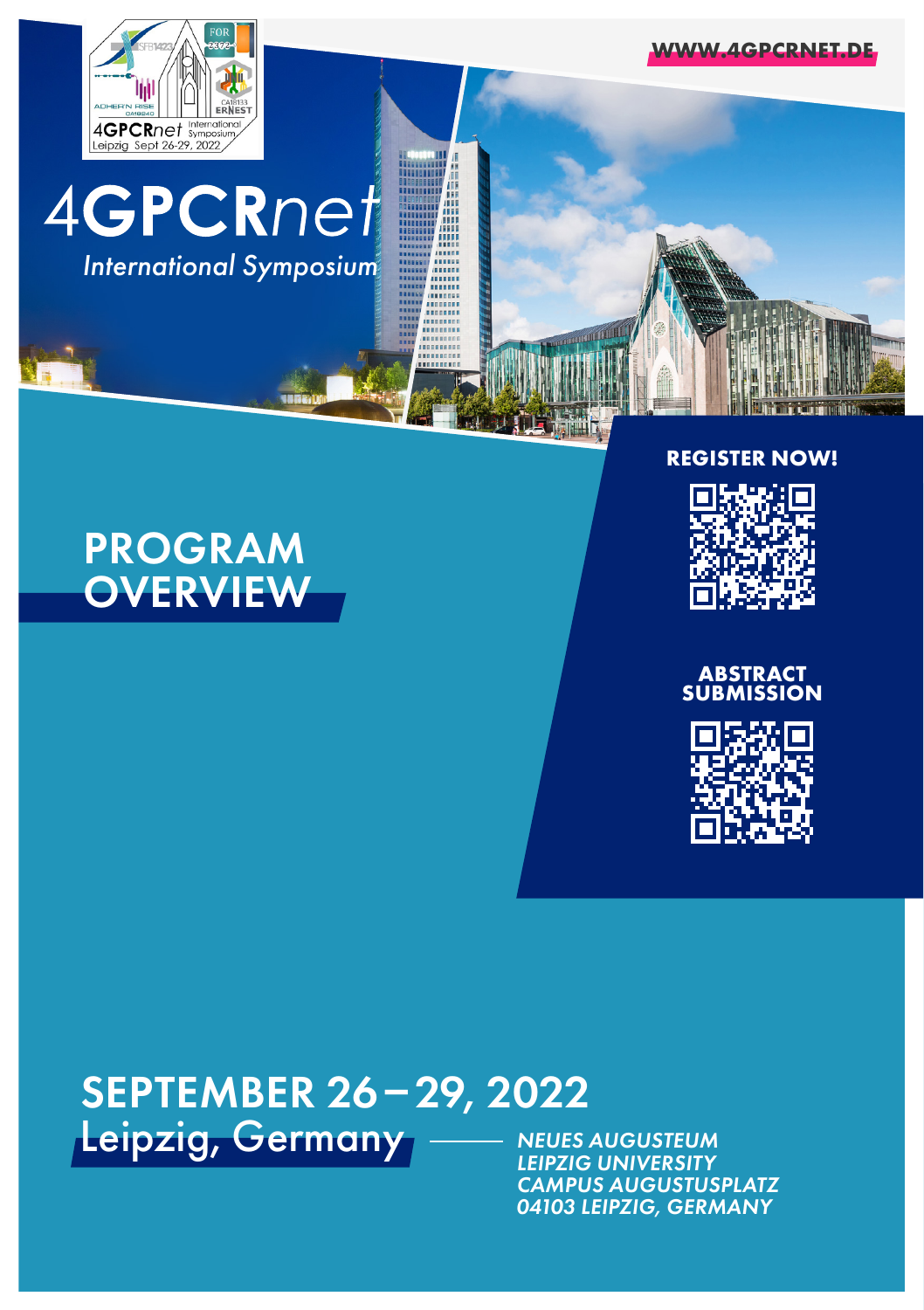WWW.4GPCRNET.DE

# 4GPCRnet

*International Symposium*

## PROGRAM OVERVIEW

**REGISTER NOW!**

**ABSTRACT SUBMISSION**

## SEPTEMBER 26 – 29, 2022

Leipzig, Germany

*NEUES AUGUSTEUM*
*LEIPZIG UNIVERSITY*
*CAMPUS AUGUSTUSPLATZ*
*04103 LEIPZIG, GERMANY*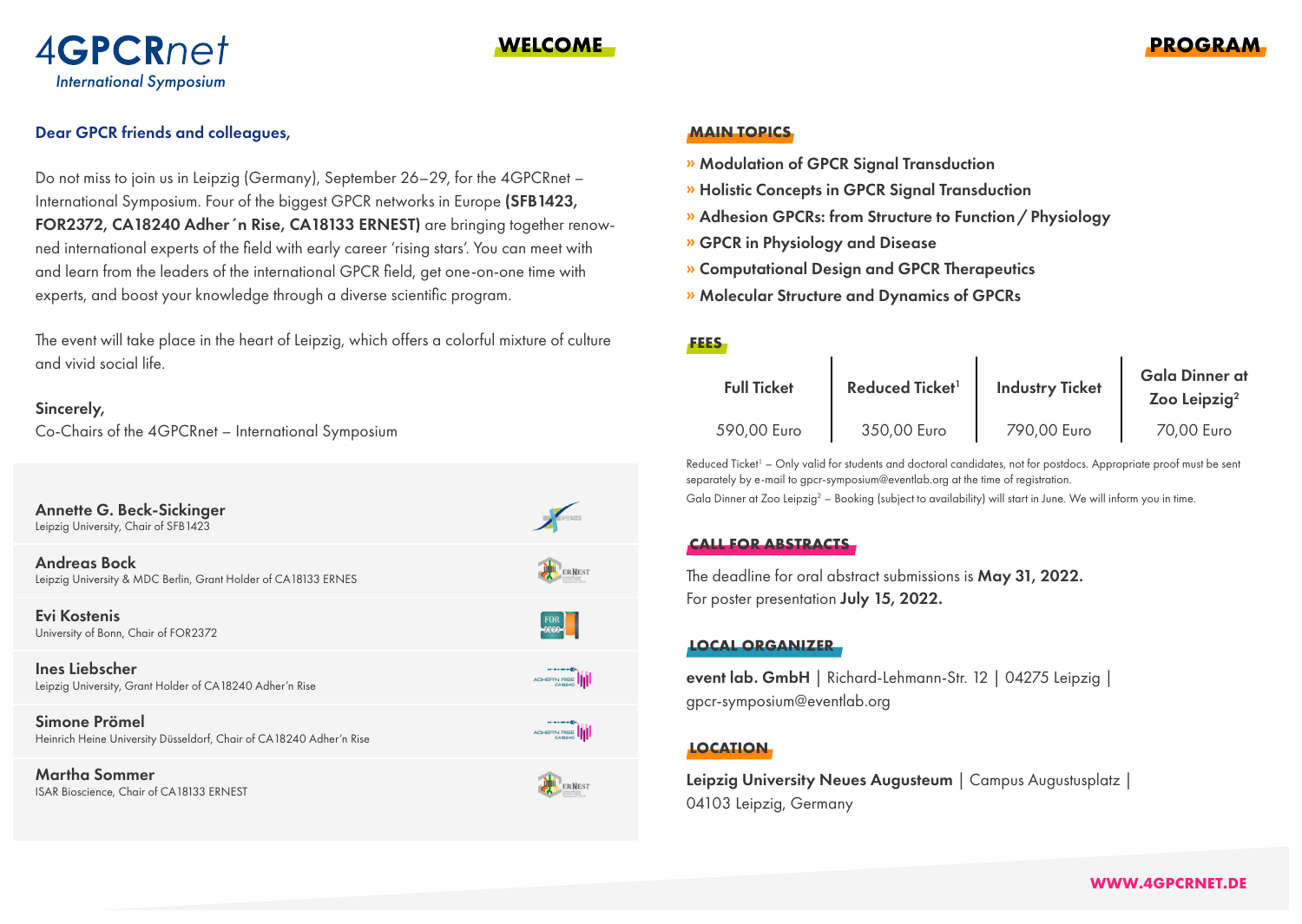# 4GPCRnet

*International Symposium*

## WELCOME

**Dear GPCR friends and colleagues,**

Do not miss to join us in Leipzig (Germany), September 26–29, for the 4GPCRnet – International Symposium. Four of the biggest GPCR networks in Europe **(SFB1423, FOR2372, CA18240 Adher´n Rise, CA18133 ERNEST)** are bringing together renowned international experts of the field with early career 'rising stars'. You can meet with and learn from the leaders of the international GPCR field, get one-on-one time with experts, and boost your knowledge through a diverse scientific program.

The event will take place in the heart of Leipzig, which offers a colorful mixture of culture and vivid social life.

**Sincerely,**
Co-Chairs of the 4GPCRnet – International Symposium

**Annette G. Beck-Sickinger**
Leipzig University, Chair of SFB1423

**Andreas Bock**
Leipzig University & MDC Berlin, Grant Holder of CA18133 ERNES

**Evi Kostenis**
University of Bonn, Chair of FOR2372

**Ines Liebscher**
Leipzig University, Grant Holder of CA18240 Adher'n Rise

**Simone Prömel**
Heinrich Heine University Düsseldorf, Chair of CA18240 Adher'n Rise

**Martha Sommer**
ISAR Bioscience, Chair of CA18133 ERNEST

## PROGRAM

### MAIN TOPICS

- » **Modulation of GPCR Signal Transduction**
- » **Holistic Concepts in GPCR Signal Transduction**
- » **Adhesion GPCRs: from Structure to Function / Physiology**
- » **GPCR in Physiology and Disease**
- » **Computational Design and GPCR Therapeutics**
- » **Molecular Structure and Dynamics of GPCRs**

### FEES

| Full Ticket | Reduced Ticket[1] | Industry Ticket | Gala Dinner at Zoo Leipzig[2] |
|---|---|---|---|
| 590,00 Euro | 350,00 Euro | 790,00 Euro | 70,00 Euro |

Reduced Ticket[1] – Only valid for students and doctoral candidates, not for postdocs. Appropriate proof must be sent separately by e-mail to gpcr-symposium@eventlab.org at the time of registration.

Gala Dinner at Zoo Leipzig[2] – Booking (subject to availability) will start in June. We will inform you in time.

### CALL FOR ABSTRACTS

The deadline for oral abstract submissions is **May 31, 2022.**
For poster presentation **July 15, 2022.**

### LOCAL ORGANIZER

**event lab. GmbH** | Richard-Lehmann-Str. 12 | 04275 Leipzig | gpcr-symposium@eventlab.org

### LOCATION

**Leipzig University Neues Augusteum** | Campus Augustusplatz | 04103 Leipzig, Germany

**WWW.4GPCRNET.DE**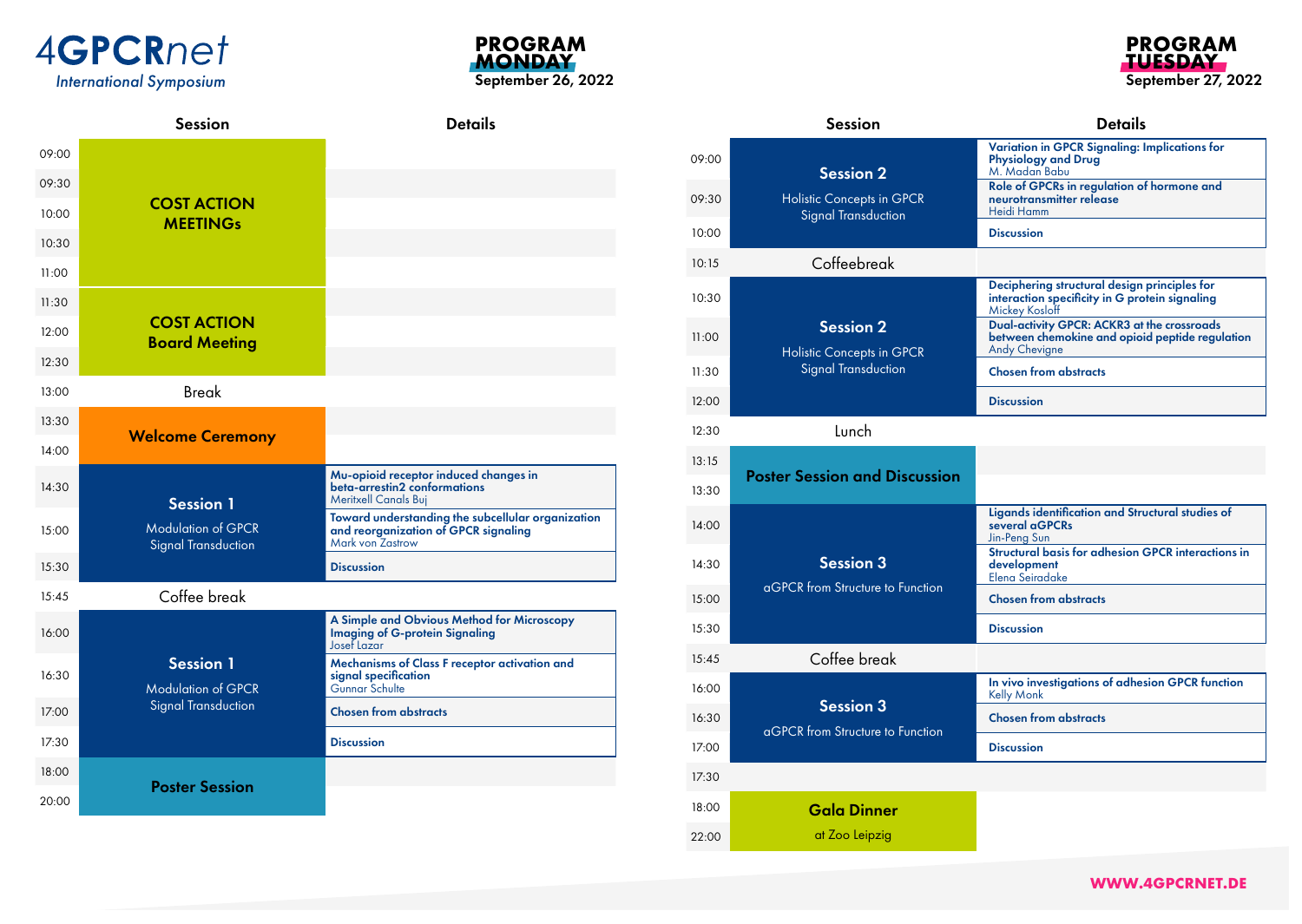# 4GPCRnet

*International Symposium*

## PROGRAM MONDAY

September 26, 2022

| | Session | Details |
|---|---|---|
| 09:00 | **COST ACTION MEETINGs** | |
| 09:30 | | |
| 10:00 | | |
| 10:30 | | |
| 11:00 | | |
| 11:30 | **COST ACTION Board Meeting** | |
| 12:00 | | |
| 12:30 | | |
| 13:00 | Break | |
| 13:30 | **Welcome Ceremony** | |
| 14:00 | | |
| 14:30 | **Session 1** Modulation of GPCR Signal Transduction | **Mu-opioid receptor induced changes in beta-arrestin2 conformations** Meritxell Canals Buj |
| 15:00 | | **Toward understanding the subcellular organization and reorganization of GPCR signaling** Mark von Zastrow |
| 15:30 | | **Discussion** |
| 15:45 | Coffee break | |
| 16:00 | **Session 1** Modulation of GPCR Signal Transduction | **A Simple and Obvious Method for Microscopy Imaging of G-protein Signaling** Josef Lazar |
| 16:30 | | **Mechanisms of Class F receptor activation and signal specification** Gunnar Schulte |
| 17:00 | | **Chosen from abstracts** |
| 17:30 | | **Discussion** |
| 18:00 | **Poster Session** | |
| 20:00 | | |

## PROGRAM TUESDAY

September 27, 2022

| | Session | Details |
|---|---|---|
| 09:00 | **Session 2** Holistic Concepts in GPCR Signal Transduction | **Variation in GPCR Signaling: Implications for Physiology and Drug** M. Madan Babu |
| 09:30 | | **Role of GPCRs in regulation of hormone and neurotransmitter release** Heidi Hamm |
| 10:00 | | **Discussion** |
| 10:15 | Coffeebreak | |
| 10:30 | **Session 2** Holistic Concepts in GPCR Signal Transduction | **Deciphering structural design principles for interaction specificity in G protein signaling** Mickey Kosloff |
| 11:00 | | **Dual-activity GPCR: ACKR3 at the crossroads between chemokine and opioid peptide regulation** Andy Chevigne |
| 11:30 | | **Chosen from abstracts** |
| 12:00 | | **Discussion** |
| 12:30 | Lunch | |
| 13:15 | **Poster Session and Discussion** | |
| 13:30 | | |
| 14:00 | **Session 3** aGPCR from Structure to Function | **Ligands identification and Structural studies of several aGPCRs** Jin-Peng Sun |
| 14:30 | | **Structural basis for adhesion GPCR interactions in development** Elena Seiradake |
| 15:00 | | **Chosen from abstracts** |
| 15:30 | | **Discussion** |
| 15:45 | Coffee break | |
| 16:00 | **Session 3** aGPCR from Structure to Function | **In vivo investigations of adhesion GPCR function** Kelly Monk |
| 16:30 | | **Chosen from abstracts** |
| 17:00 | | **Discussion** |
| 17:30 | | |
| 18:00 | **Gala Dinner** at Zoo Leipzig | |
| 22:00 | | |

**WWW.4GPCRNET.DE**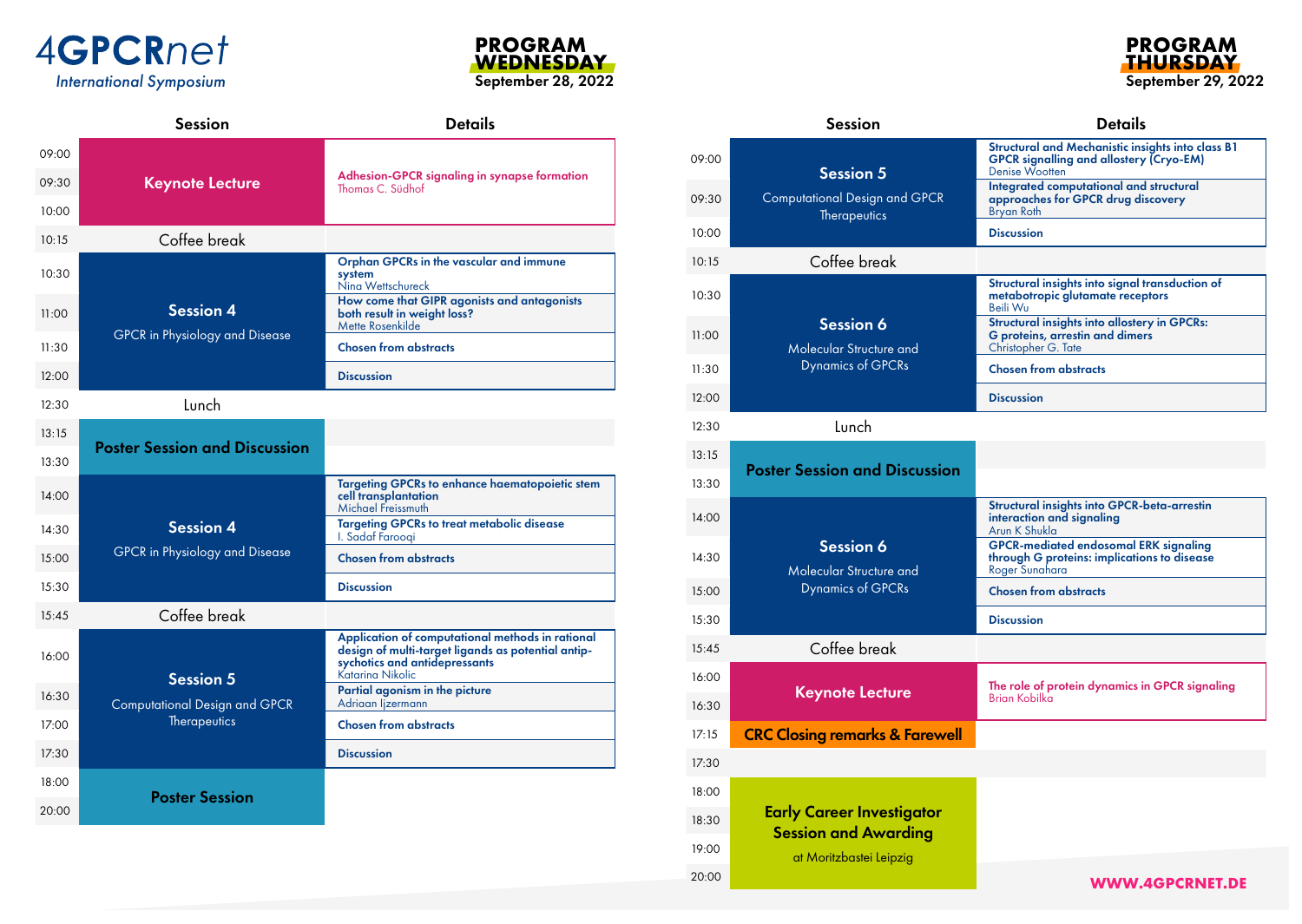# 4GPCRnet

*International Symposium*

## PROGRAM WEDNESDAY

September 28, 2022

| Time | Session | Details |
|---|---|---|
| 09:00 – 10:00 | **Keynote Lecture** | **Adhesion-GPCR signaling in synapse formation** Thomas C. Südhof |
| 10:15 | Coffee break | |
| 10:30 | **Session 4** GPCR in Physiology and Disease | **Orphan GPCRs in the vascular and immune system** Nina Wettschureck |
| 11:00 | | **How come that GIPR agonists and antagonists both result in weight loss?** Mette Rosenkilde |
| 11:30 | | **Chosen from abstracts** |
| 12:00 | | **Discussion** |
| 12:30 | Lunch | |
| 13:15 – 13:30 | **Poster Session and Discussion** | |
| 14:00 | **Session 4** GPCR in Physiology and Disease | **Targeting GPCRs to enhance haematopoietic stem cell transplantation** Michael Freissmuth |
| 14:30 | | **Targeting GPCRs to treat metabolic disease** I. Sadaf Farooqi |
| 15:00 | | **Chosen from abstracts** |
| 15:30 | | **Discussion** |
| 15:45 | Coffee break | |
| 16:00 | **Session 5** Computational Design and GPCR Therapeutics | **Application of computational methods in rational design of multi-target ligands as potential antipsychotics and antidepressants** Katarina Nikolic |
| 16:30 | | **Partial agonism in the picture** Adriaan Ijzermann |
| 17:00 | | **Chosen from abstracts** |
| 17:30 | | **Discussion** |
| 18:00 – 20:00 | **Poster Session** | |

## PROGRAM THURSDAY

September 29, 2022

| Time | Session | Details |
|---|---|---|
| 09:00 | **Session 5** Computational Design and GPCR Therapeutics | **Structural and Mechanistic insights into class B1 GPCR signalling and allostery (Cryo-EM)** Denise Wootten |
| 09:30 | | **Integrated computational and structural approaches for GPCR drug discovery** Bryan Roth |
| 10:00 | | **Discussion** |
| 10:15 | Coffee break | |
| 10:30 | **Session 6** Molecular Structure and Dynamics of GPCRs | **Structural insights into signal transduction of metabotropic glutamate receptors** Beili Wu |
| 11:00 | | **Structural insights into allostery in GPCRs: G proteins, arrestin and dimers** Christopher G. Tate |
| 11:30 | | **Chosen from abstracts** |
| 12:00 | | **Discussion** |
| 12:30 | Lunch | |
| 13:15 – 13:30 | **Poster Session and Discussion** | |
| 14:00 | **Session 6** Molecular Structure and Dynamics of GPCRs | **Structural insights into GPCR-beta-arrestin interaction and signaling** Arun K Shukla |
| 14:30 | | **GPCR-mediated endosomal ERK signaling through G proteins: implications to disease** Roger Sunahara |
| 15:00 | | **Chosen from abstracts** |
| 15:30 | | **Discussion** |
| 15:45 | Coffee break | |
| 16:00 – 16:30 | **Keynote Lecture** | **The role of protein dynamics in GPCR signaling** Brian Kobilka |
| 17:15 | **CRC Closing remarks & Farewell** | |
| 17:30 | | |
| 18:00 – 20:00 | **Early Career Investigator Session and Awarding** at Moritzbastei Leipzig | |

**WWW.4GPCRNET.DE**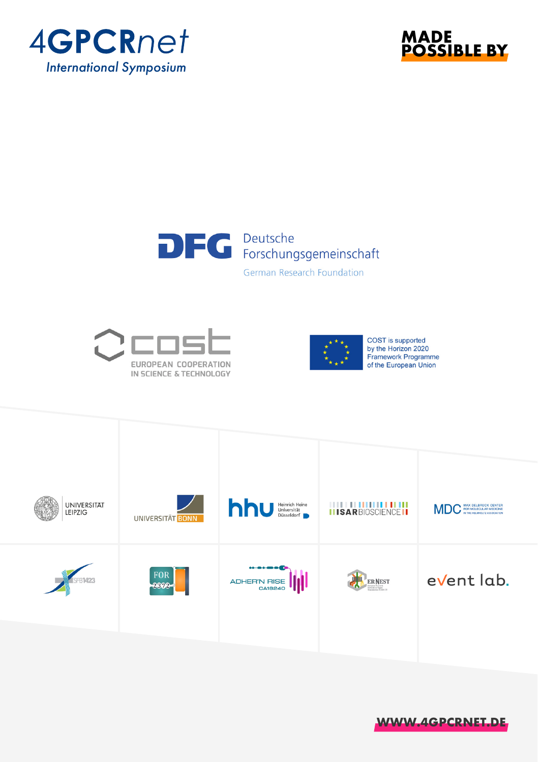4GPCRnet

*International Symposium*

# MADE POSSIBLE BY

Deutsche Forschungsgemeinschaft

German Research Foundation

COST

EUROPEAN COOPERATION IN SCIENCE & TECHNOLOGY

COST is supported by the Horizon 2020 Framework Programme of the European Union

UNIVERSITÄT LEIPZIG

UNIVERSITÄT BONN

hhu Heinrich Heine Universität Düsseldorf

ISARBIOSCIENCE

MDC MAX DELBRÜCK CENTER FOR MOLECULAR MEDICINE IN THE HELMHOLTZ ASSOCIATION

SFB1423

FOR 2372

ADHER'N RISE CA18240

ERNEST

event lab.

WWW.4GPCRNET.DE